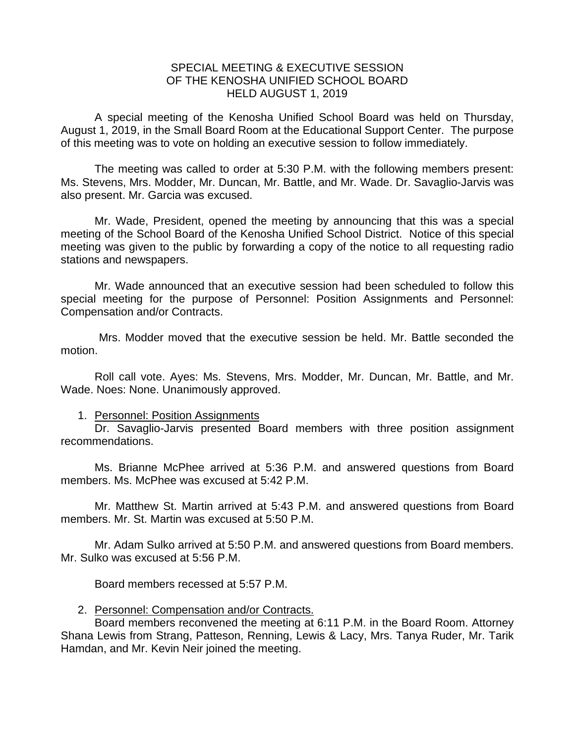# SPECIAL MEETING & EXECUTIVE SESSION
# OF THE KENOSHA UNIFIED SCHOOL BOARD
# HELD AUGUST 1, 2019

A special meeting of the Kenosha Unified School Board was held on Thursday, August 1, 2019, in the Small Board Room at the Educational Support Center. The purpose of this meeting was to vote on holding an executive session to follow immediately.

The meeting was called to order at 5:30 P.M. with the following members present: Ms. Stevens, Mrs. Modder, Mr. Duncan, Mr. Battle, and Mr. Wade. Dr. Savaglio-Jarvis was also present. Mr. Garcia was excused.

Mr. Wade, President, opened the meeting by announcing that this was a special meeting of the School Board of the Kenosha Unified School District. Notice of this special meeting was given to the public by forwarding a copy of the notice to all requesting radio stations and newspapers.

Mr. Wade announced that an executive session had been scheduled to follow this special meeting for the purpose of Personnel: Position Assignments and Personnel: Compensation and/or Contracts.

Mrs. Modder moved that the executive session be held. Mr. Battle seconded the motion.

Roll call vote. Ayes: Ms. Stevens, Mrs. Modder, Mr. Duncan, Mr. Battle, and Mr. Wade. Noes: None. Unanimously approved.

1. Personnel: Position Assignments

Dr. Savaglio-Jarvis presented Board members with three position assignment recommendations.

Ms. Brianne McPhee arrived at 5:36 P.M. and answered questions from Board members. Ms. McPhee was excused at 5:42 P.M.

Mr. Matthew St. Martin arrived at 5:43 P.M. and answered questions from Board members. Mr. St. Martin was excused at 5:50 P.M.

Mr. Adam Sulko arrived at 5:50 P.M. and answered questions from Board members. Mr. Sulko was excused at 5:56 P.M.

Board members recessed at 5:57 P.M.

2. Personnel: Compensation and/or Contracts.

Board members reconvened the meeting at 6:11 P.M. in the Board Room. Attorney Shana Lewis from Strang, Patteson, Renning, Lewis & Lacy, Mrs. Tanya Ruder, Mr. Tarik Hamdan, and Mr. Kevin Neir joined the meeting.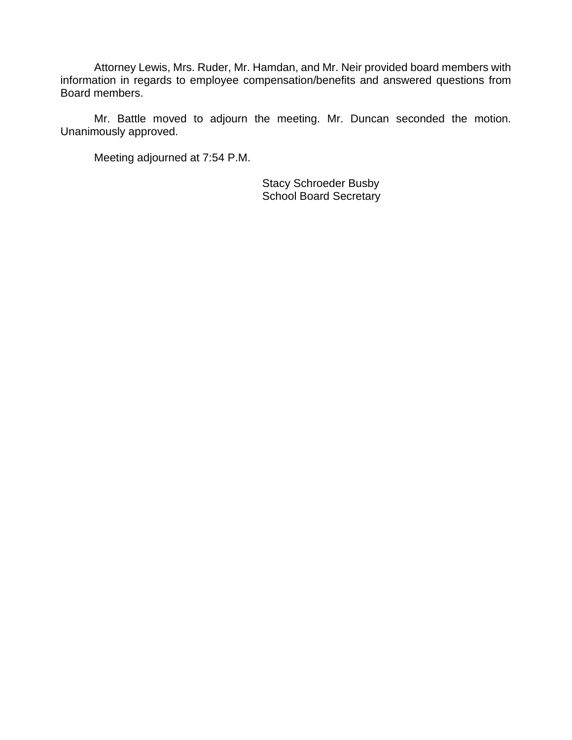Attorney Lewis, Mrs. Ruder, Mr. Hamdan, and Mr. Neir provided board members with information in regards to employee compensation/benefits and answered questions from Board members.

Mr. Battle moved to adjourn the meeting. Mr. Duncan seconded the motion. Unanimously approved.

Meeting adjourned at 7:54 P.M.

Stacy Schroeder Busby
School Board Secretary